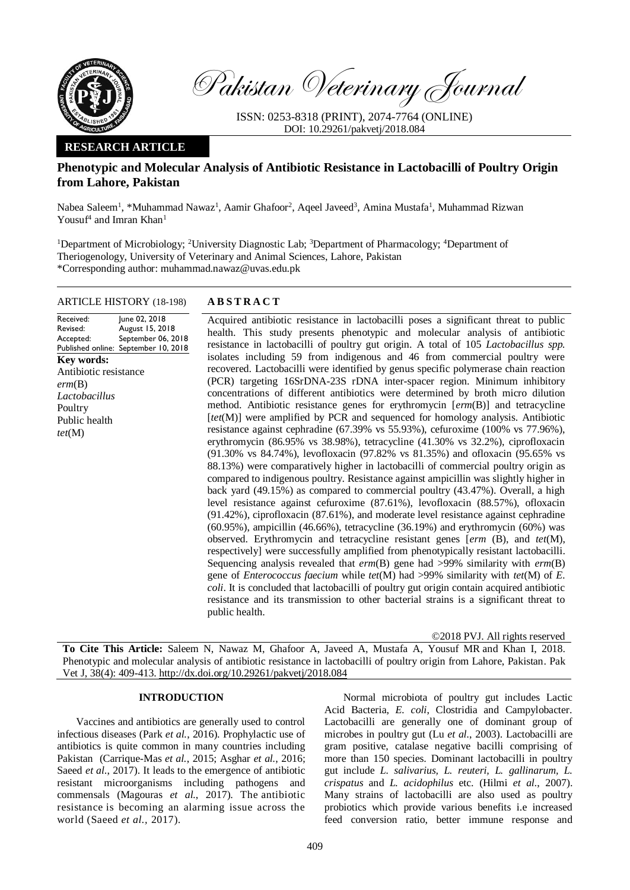Pakistan Veterinary Journal

ISSN: 0253-8318 (PRINT), 2074-7764 (ONLINE)
DOI: 10.29261/pakvetj/2018.084

**RESEARCH ARTICLE**

# Phenotypic and Molecular Analysis of Antibiotic Resistance in Lactobacilli of Poultry Origin from Lahore, Pakistan

Nabea Saleem[1], *Muhammad Nawaz[1], Aamir Ghafoor[2], Aqeel Javeed[3], Amina Mustafa[1], Muhammad Rizwan Yousuf[4] and Imran Khan[1]

[1]Department of Microbiology; [2]University Diagnostic Lab; [3]Department of Pharmacology; [4]Department of Theriogenology, University of Veterinary and Animal Sciences, Lahore, Pakistan
*Corresponding author: muhammad.nawaz@uvas.edu.pk

**ARTICLE HISTORY** (18-198)

| | |
|---|---|
| Received: | June 02, 2018 |
| Revised: | August 15, 2018 |
| Accepted: | September 06, 2018 |
| Published online: | September 10, 2018 |

**Key words:**
Antibiotic resistance
*erm*(B)
*Lactobacillus*
Poultry
Public health
*tet*(M)

## ABSTRACT

Acquired antibiotic resistance in lactobacilli poses a significant threat to public health. This study presents phenotypic and molecular analysis of antibiotic resistance in lactobacilli of poultry gut origin. A total of 105 *Lactobacillus spp.* isolates including 59 from indigenous and 46 from commercial poultry were recovered. Lactobacilli were identified by genus specific polymerase chain reaction (PCR) targeting 16SrDNA-23S rDNA inter-spacer region. Minimum inhibitory concentrations of different antibiotics were determined by broth micro dilution method. Antibiotic resistance genes for erythromycin [*erm*(B)] and tetracycline [*tet*(M)] were amplified by PCR and sequenced for homology analysis. Antibiotic resistance against cephradine (67.39% vs 55.93%), cefuroxime (100% vs 77.96%), erythromycin (86.95% vs 38.98%), tetracycline (41.30% vs 32.2%), ciprofloxacin (91.30% vs 84.74%), levofloxacin (97.82% vs 81.35%) and ofloxacin (95.65% vs 88.13%) were comparatively higher in lactobacilli of commercial poultry origin as compared to indigenous poultry. Resistance against ampicillin was slightly higher in back yard (49.15%) as compared to commercial poultry (43.47%). Overall, a high level resistance against cefuroxime (87.61%), levofloxacin (88.57%), ofloxacin (91.42%), ciprofloxacin (87.61%), and moderate level resistance against cephradine (60.95%), ampicillin (46.66%), tetracycline (36.19%) and erythromycin (60%) was observed. Erythromycin and tetracycline resistant genes [*erm* (B), and *tet*(M), respectively] were successfully amplified from phenotypically resistant lactobacilli. Sequencing analysis revealed that *erm*(B) gene had >99% similarity with *erm*(B) gene of *Enterococcus faecium* while *tet*(M) had >99% similarity with *tet*(M) of *E. coli*. It is concluded that lactobacilli of poultry gut origin contain acquired antibiotic resistance and its transmission to other bacterial strains is a significant threat to public health.

©2018 PVJ. All rights reserved

**To Cite This Article:** Saleem N, Nawaz M, Ghafoor A, Javeed A, Mustafa A, Yousuf MR and Khan I, 2018. Phenotypic and molecular analysis of antibiotic resistance in lactobacilli of poultry origin from Lahore, Pakistan. Pak Vet J, 38(4): 409-413. http://dx.doi.org/10.29261/pakvetj/2018.084

## INTRODUCTION

Vaccines and antibiotics are generally used to control infectious diseases (Park *et al.*, 2016). Prophylactic use of antibiotics is quite common in many countries including Pakistan (Carrique-Mas *et al.*, 2015; Asghar *et al.*, 2016; Saeed *et al.*, 2017). It leads to the emergence of antibiotic resistant microorganisms including pathogens and commensals (Magouras *et al.*, 2017). The antibiotic resistance is becoming an alarming issue across the world (Saeed *et al.*, 2017).

Normal microbiota of poultry gut includes Lactic Acid Bacteria, *E. coli*, Clostridia and Campylobacter. Lactobacilli are generally one of dominant group of microbes in poultry gut (Lu *et al.*, 2003). Lactobacilli are gram positive, catalase negative bacilli comprising of more than 150 species. Dominant lactobacilli in poultry gut include *L. salivarius*, *L. reuteri*, *L. gallinarum*, *L. crispatus* and *L. acidophilus* etc. (Hilmi *et al.*, 2007). Many strains of lactobacilli are also used as poultry probiotics which provide various benefits i.e increased feed conversion ratio, better immune response and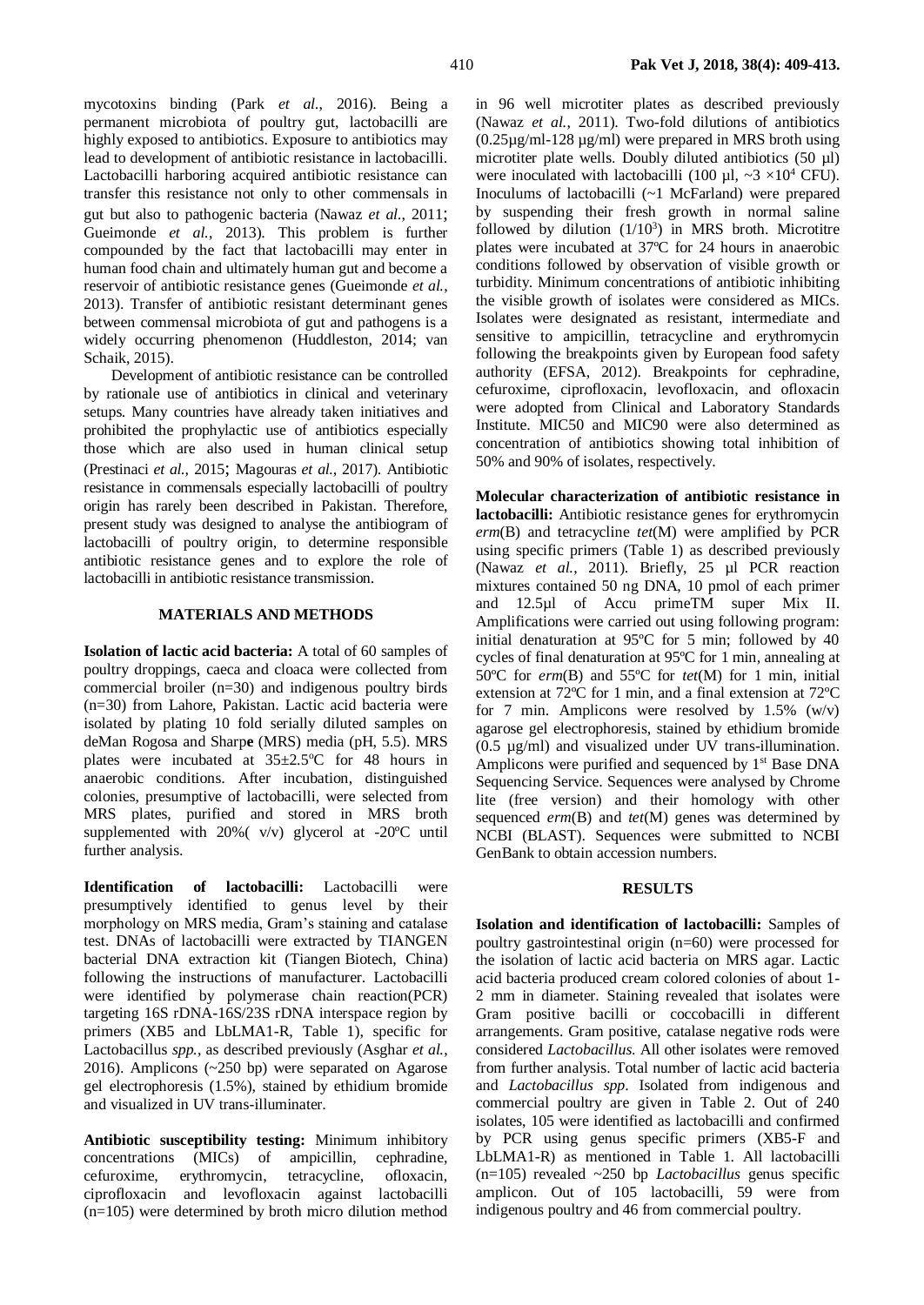mycotoxins binding (Park *et al*., 2016). Being a permanent microbiota of poultry gut, lactobacilli are highly exposed to antibiotics. Exposure to antibiotics may lead to development of antibiotic resistance in lactobacilli. Lactobacilli harboring acquired antibiotic resistance can transfer this resistance not only to other commensals in gut but also to pathogenic bacteria (Nawaz *et al*., 2011; Gueimonde *et al.*, 2013). This problem is further compounded by the fact that lactobacilli may enter in human food chain and ultimately human gut and become a reservoir of antibiotic resistance genes (Gueimonde *et al.*, 2013). Transfer of antibiotic resistant determinant genes between commensal microbiota of gut and pathogens is a widely occurring phenomenon (Huddleston, 2014; van Schaik, 2015).

Development of antibiotic resistance can be controlled by rationale use of antibiotics in clinical and veterinary setups. Many countries have already taken initiatives and prohibited the prophylactic use of antibiotics especially those which are also used in human clinical setup (Prestinaci *et al*., 2015; Magouras *et al*., 2017). Antibiotic resistance in commensals especially lactobacilli of poultry origin has rarely been described in Pakistan. Therefore, present study was designed to analyse the antibiogram of lactobacilli of poultry origin, to determine responsible antibiotic resistance genes and to explore the role of lactobacilli in antibiotic resistance transmission.

## MATERIALS AND METHODS

**Isolation of lactic acid bacteria:** A total of 60 samples of poultry droppings, caeca and cloaca were collected from commercial broiler (n=30) and indigenous poultry birds (n=30) from Lahore, Pakistan. Lactic acid bacteria were isolated by plating 10 fold serially diluted samples on deMan Rogosa and Sharp**e** (MRS) media (pH, 5.5). MRS plates were incubated at 35±2.5ºC for 48 hours in anaerobic conditions. After incubation, distinguished colonies, presumptive of lactobacilli, were selected from MRS plates, purified and stored in MRS broth supplemented with 20%( v/v) glycerol at -20ºC until further analysis.

**Identification of lactobacilli:** Lactobacilli were presumptively identified to genus level by their morphology on MRS media, Gram's staining and catalase test. DNAs of lactobacilli were extracted by TIANGEN bacterial DNA extraction kit (Tiangen Biotech, China) following the instructions of manufacturer. Lactobacilli were identified by polymerase chain reaction(PCR) targeting 16S rDNA-16S/23S rDNA interspace region by primers (XB5 and LbLMA1-R, Table 1), specific for Lactobacillus *spp.*, as described previously (Asghar *et al.*, 2016). Amplicons (~250 bp) were separated on Agarose gel electrophoresis (1.5%), stained by ethidium bromide and visualized in UV trans-illuminater.

**Antibiotic susceptibility testing:** Minimum inhibitory concentrations (MICs) of ampicillin, cephradine, cefuroxime, erythromycin, tetracycline, ofloxacin, ciprofloxacin and levofloxacin against lactobacilli (n=105) were determined by broth micro dilution method in 96 well microtiter plates as described previously (Nawaz *et al.*, 2011). Two-fold dilutions of antibiotics (0.25µg/ml-128 µg/ml) were prepared in MRS broth using microtiter plate wells. Doubly diluted antibiotics (50 µl) were inoculated with lactobacilli (100 µl, ~3 ×10$^4$ CFU). Inoculums of lactobacilli (~1 McFarland) were prepared by suspending their fresh growth in normal saline followed by dilution (1/10$^3$) in MRS broth. Microtitre plates were incubated at 37ºC for 24 hours in anaerobic conditions followed by observation of visible growth or turbidity. Minimum concentrations of antibiotic inhibiting the visible growth of isolates were considered as MICs. Isolates were designated as resistant, intermediate and sensitive to ampicillin, tetracycline and erythromycin following the breakpoints given by European food safety authority (EFSA, 2012). Breakpoints for cephradine, cefuroxime, ciprofloxacin, levofloxacin, and ofloxacin were adopted from Clinical and Laboratory Standards Institute. MIC50 and MIC90 were also determined as concentration of antibiotics showing total inhibition of 50% and 90% of isolates, respectively.

**Molecular characterization of antibiotic resistance in lactobacilli:** Antibiotic resistance genes for erythromycin *erm*(B) and tetracycline *tet*(M) were amplified by PCR using specific primers (Table 1) as described previously (Nawaz *et al.*, 2011). Briefly, 25 µl PCR reaction mixtures contained 50 ng DNA, 10 pmol of each primer and 12.5µl of Accu primeTM super Mix II. Amplifications were carried out using following program: initial denaturation at 95ºC for 5 min; followed by 40 cycles of final denaturation at 95ºC for 1 min, annealing at 50ºC for *erm*(B) and 55ºC for *tet*(M) for 1 min, initial extension at 72ºC for 1 min, and a final extension at 72ºC for 7 min. Amplicons were resolved by 1.5% (w/v) agarose gel electrophoresis, stained by ethidium bromide (0.5 µg/ml) and visualized under UV trans-illumination. Amplicons were purified and sequenced by 1st Base DNA Sequencing Service. Sequences were analysed by Chrome lite (free version) and their homology with other sequenced *erm*(B) and *tet*(M) genes was determined by NCBI (BLAST). Sequences were submitted to NCBI GenBank to obtain accession numbers.

## RESULTS

**Isolation and identification of lactobacilli:** Samples of poultry gastrointestinal origin (n=60) were processed for the isolation of lactic acid bacteria on MRS agar. Lactic acid bacteria produced cream colored colonies of about 1-2 mm in diameter. Staining revealed that isolates were Gram positive bacilli or coccobacilli in different arrangements. Gram positive, catalase negative rods were considered *Lactobacillus.* All other isolates were removed from further analysis. Total number of lactic acid bacteria and *Lactobacillus spp*. Isolated from indigenous and commercial poultry are given in Table 2. Out of 240 isolates, 105 were identified as lactobacilli and confirmed by PCR using genus specific primers (XB5-F and LbLMA1-R) as mentioned in Table 1. All lactobacilli (n=105) revealed ~250 bp *Lactobacillus* genus specific amplicon. Out of 105 lactobacilli, 59 were from indigenous poultry and 46 from commercial poultry.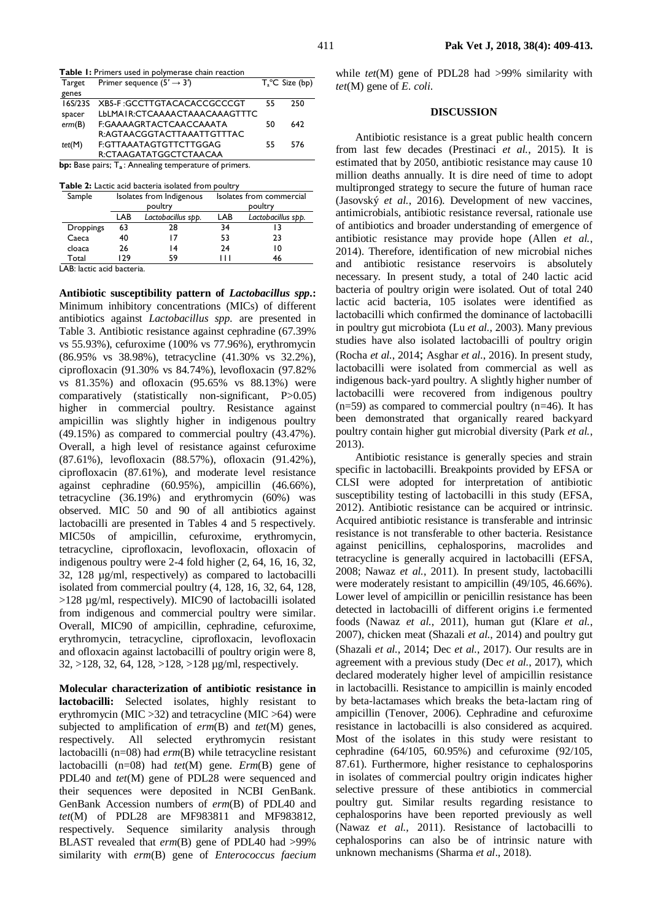**Table 1:** Primers used in polymerase chain reaction

| Target genes | Primer sequence (5′ → 3′) | $T_a$°C | Size (bp) |
|---|---|---|---|
| 16S/23S spacer | XB5-F :GCCTTGTACACACCGCCCGT<br>LbLMA1R:CTCAAAACTAAACAAAGTTTC | 55 | 250 |
| *erm*(B) | F:GAAAAGRTACTCAACCAAATA<br>R:AGTAACGGTACTTAAATTGTTTAC | 50 | 642 |
| *tet*(M) | F:GTTAAATAGTGTTCTTGGAG<br>R:CTAAGATATGGCTCTAACAA | 55 | 576 |

**bp:** Base pairs; $T_a$: Annealing temperature of primers.

**Table 2:** Lactic acid bacteria isolated from poultry

| Sample | Isolates from Indigenous poultry | | Isolates from commercial poultry | |
|---|---|---|---|---|
| | LAB | *Lactobacillus spp.* | LAB | *Lactobacillus spp.* |
| Droppings | 63 | 28 | 34 | 13 |
| Caeca | 40 | 17 | 53 | 23 |
| cloaca | 26 | 14 | 24 | 10 |
| Total | 129 | 59 | 111 | 46 |

LAB: lactic acid bacteria.

**Antibiotic susceptibility pattern of *Lactobacillus spp*.:** Minimum inhibitory concentrations (MICs) of different antibiotics against *Lactobacillus spp.* are presented in Table 3. Antibiotic resistance against cephradine (67.39% vs 55.93%), cefuroxime (100% vs 77.96%), erythromycin (86.95% vs 38.98%), tetracycline (41.30% vs 32.2%), ciprofloxacin (91.30% vs 84.74%), levofloxacin (97.82% vs 81.35%) and ofloxacin (95.65% vs 88.13%) were comparatively (statistically non-significant, P>0.05) higher in commercial poultry. Resistance against ampicillin was slightly higher in indigenous poultry (49.15%) as compared to commercial poultry (43.47%). Overall, a high level of resistance against cefuroxime (87.61%), levofloxacin (88.57%), ofloxacin (91.42%), ciprofloxacin (87.61%), and moderate level resistance against cephradine (60.95%), ampicillin (46.66%), tetracycline (36.19%) and erythromycin (60%) was observed. MIC 50 and 90 of all antibiotics against lactobacilli are presented in Tables 4 and 5 respectively. MIC50s of ampicillin, cefuroxime, erythromycin, tetracycline, ciprofloxacin, levofloxacin, ofloxacin of indigenous poultry were 2-4 fold higher (2, 64, 16, 16, 32, 32, 128 µg/ml, respectively) as compared to lactobacilli isolated from commercial poultry (4, 128, 16, 32, 64, 128, >128 µg/ml, respectively). MIC90 of lactobacilli isolated from indigenous and commercial poultry were similar. Overall, MIC90 of ampicillin, cephradine, cefuroxime, erythromycin, tetracycline, ciprofloxacin, levofloxacin and ofloxacin against lactobacilli of poultry origin were 8, 32, >128, 32, 64, 128, >128, >128 µg/ml, respectively.

**Molecular characterization of antibiotic resistance in lactobacilli:** Selected isolates, highly resistant to erythromycin (MIC >32) and tetracycline (MIC >64) were subjected to amplification of *erm*(B) and *tet*(M) genes, respectively. All selected erythromycin resistant lactobacilli (n=08) had *erm*(B) while tetracycline resistant lactobacilli (n=08) had *tet*(M) gene. *Erm*(B) gene of PDL40 and *tet*(M) gene of PDL28 were sequenced and their sequences were deposited in NCBI GenBank. GenBank Accession numbers of *erm*(B) of PDL40 and *tet*(M) of PDL28 are MF983811 and MF983812, respectively. Sequence similarity analysis through BLAST revealed that *erm*(B) gene of PDL40 had >99% similarity with *erm*(B) gene of *Enterococcus faecium* while *tet*(M) gene of PDL28 had >99% similarity with *tet*(M) gene of *E. coli.*

## DISCUSSION

Antibiotic resistance is a great public health concern from last few decades (Prestinaci *et al.*, 2015). It is estimated that by 2050, antibiotic resistance may cause 10 million deaths annually. It is dire need of time to adopt multipronged strategy to secure the future of human race (Jasovský *et al.*, 2016). Development of new vaccines, antimicrobials, antibiotic resistance reversal, rationale use of antibiotics and broader understanding of emergence of antibiotic resistance may provide hope (Allen *et al.*, 2014). Therefore, identification of new microbial niches and antibiotic resistance reservoirs is absolutely necessary. In present study, a total of 240 lactic acid bacteria of poultry origin were isolated. Out of total 240 lactic acid bacteria, 105 isolates were identified as lactobacilli which confirmed the dominance of lactobacilli in poultry gut microbiota (Lu *et al.*, 2003). Many previous studies have also isolated lactobacilli of poultry origin (Rocha *et al.*, 2014; Asghar *et al.*, 2016). In present study, lactobacilli were isolated from commercial as well as indigenous back-yard poultry. A slightly higher number of lactobacilli were recovered from indigenous poultry (n=59) as compared to commercial poultry (n=46). It has been demonstrated that organically reared backyard poultry contain higher gut microbial diversity (Park *et al.*, 2013).

Antibiotic resistance is generally species and strain specific in lactobacilli. Breakpoints provided by EFSA or CLSI were adopted for interpretation of antibiotic susceptibility testing of lactobacilli in this study (EFSA, 2012). Antibiotic resistance can be acquired or intrinsic. Acquired antibiotic resistance is transferable and intrinsic resistance is not transferable to other bacteria. Resistance against penicillins, cephalosporins, macrolides and tetracycline is generally acquired in lactobacilli (EFSA, 2008; Nawaz *et al.*, 2011). In present study, lactobacilli were moderately resistant to ampicillin (49/105, 46.66%). Lower level of ampicillin or penicillin resistance has been detected in lactobacilli of different origins i.e fermented foods (Nawaz *et al.*, 2011), human gut (Klare *et al.*, 2007), chicken meat (Shazali *et al.*, 2014) and poultry gut (Shazali *et al.*, 2014; Dec *et al.*, 2017). Our results are in agreement with a previous study (Dec *et al.*, 2017), which declared moderately higher level of ampicillin resistance in lactobacilli. Resistance to ampicillin is mainly encoded by beta-lactamases which breaks the beta-lactam ring of ampicillin (Tenover, 2006). Cephradine and cefuroxime resistance in lactobacilli is also considered as acquired. Most of the isolates in this study were resistant to cephradine (64/105, 60.95%) and cefuroxime (92/105, 87.61). Furthermore, higher resistance to cephalosporins in isolates of commercial poultry origin indicates higher selective pressure of these antibiotics in commercial poultry gut. Similar results regarding resistance to cephalosporins have been reported previously as well (Nawaz *et al.*, 2011). Resistance of lactobacilli to cephalosporins can also be of intrinsic nature with unknown mechanisms (Sharma *et al*., 2018).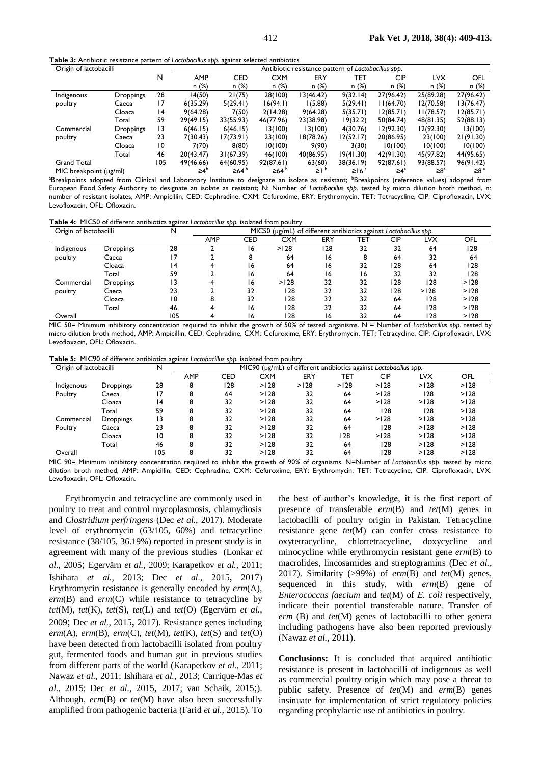**Table 3:** Antibiotic resistance pattern of *Lactobacillus spp.* against selected antibiotics

| Origin of lactobacilli | | N | Antibiotic resistance pattern of *Lactobacillus spp.* | | | | | | | |
|---|---|---|---|---|---|---|---|---|---|---|
| | | | AMP n (%) | CED n (%) | CXM n (%) | ERY n (%) | TET n (%) | CIP n (%) | LVX n (%) | OFL n (%) |
| Indigenous poultry | Droppings | 28 | 14(50) | 21(75) | 28(100) | 13(46.42) | 9(32.14) | 27(96.42) | 25(89.28) | 27(96.42) |
| | Caeca | 17 | 6(35.29) | 5(29.41) | 16(94.1) | 1(5.88) | 5(29.41) | 11(64.70) | 12(70.58) | 13(76.47) |
| | Cloaca | 14 | 9(64.28) | 7(50) | 2(14.28) | 9(64.28) | 5(35.71) | 12(85.71) | 11(78.57) | 12(85.71) |
| | Total | 59 | 29(49.15) | 33(55.93) | 46(77.96) | 23(38.98) | 19(32.2) | 50(84.74) | 48(81.35) | 52(88.13) |
| Commercial poultry | Droppings | 13 | 6(46.15) | 6(46.15) | 13(100) | 13(100) | 4(30.76) | 12(92.30) | 12(92.30) | 13(100) |
| | Caeca | 23 | 7(30.43) | 17(73.91) | 23(100) | 18(78.26) | 12(52.17) | 20(86.95) | 23(100) | 21(91.30) |
| | Cloaca | 10 | 7(70) | 8(80) | 10(100) | 9(90) | 3(30) | 10(100) | 10(100) | 10(100) |
| | Total | 46 | 20(43.47) | 31(67.39) | 46(100) | 40(86.95) | 19(41.30) | 42(91.30) | 45(97.82) | 44(95.65) |
| Grand Total | | 105 | 49(46.66) | 64(60.95) | 92(87.61) | 63(60) | 38(36.19) | 92(87.61) | 93(88.57) | 96(91.42) |
| MIC breakpoint (µg/ml) | | | ≥4[b] | ≥64[b] | ≥64[b] | ≥1[b] | ≥16[a] | ≥4[a] | ≥8[a] | ≥8[a] |

[a]Breakpoints adopted from Clinical and Laboratory Institute to designate an isolate as resistant; [b]Breakpoints (reference values) adopted from European Food Safety Authority to designate an isolate as resistant; N: Number of *Lactobacillus spp.* tested by micro dilution broth method, n: number of resistant isolates, AMP: Ampicillin, CED: Cephradine, CXM: Cefuroxime, ERY: Erythromycin, TET: Tetracycline, CIP: Ciprofloxacin, LVX: Levofloxacin, OFL: Ofloxacin.

**Table 4:** MIC50 of different antibiotics against *Lactobacillus spp.* isolated from poultry

| Origin of lactobacilli | | N | MIC50 (µg/mL) of different antibiotics against *Lactobacillus spp.* | | | | | | | |
|---|---|---|---|---|---|---|---|---|---|---|
| | | | AMP | CED | CXM | ERY | TET | CIP | LVX | OFL |
| Indigenous poultry | Droppings | 28 | 2 | 16 | >128 | 128 | 32 | 32 | 64 | 128 |
| | Caeca | 17 | 2 | 8 | 64 | 16 | 8 | 64 | 32 | 64 |
| | Cloaca | 14 | 4 | 16 | 64 | 16 | 32 | 128 | 64 | 128 |
| | Total | 59 | 2 | 16 | 64 | 16 | 16 | 32 | 32 | 128 |
| Commercial poultry | Droppings | 13 | 4 | 16 | >128 | 32 | 32 | 128 | 128 | >128 |
| | Caeca | 23 | 2 | 32 | 128 | 32 | 32 | 128 | >128 | >128 |
| | Cloaca | 10 | 8 | 32 | 128 | 32 | 32 | 64 | 128 | >128 |
| | Total | 46 | 4 | 16 | 128 | 32 | 32 | 64 | 128 | >128 |
| Overall | | 105 | 4 | 16 | 128 | 16 | 32 | 64 | 128 | >128 |

MIC 50= Minimum inhibitory concentration required to inhibit the growth of 50% of tested organisms. N = Number of *Lactobacillus spp.* tested by micro dilution broth method, AMP: Ampicillin, CED: Cephradine, CXM: Cefuroxime, ERY: Erythromycin, TET: Tetracycline, CIP: Ciprofloxacin, LVX: Levofloxacin, OFL: Ofloxacin.

**Table 5:** MIC90 of different antibiotics against *Lactobacillus spp.* isolated from poultry

| Origin of lactobacilli | | N | MIC90 (µg/mL) of different antibiotics against *Lactobacillus spp.* | | | | | | | |
|---|---|---|---|---|---|---|---|---|---|---|
| | | | AMP | CED | CXM | ERY | TET | CIP | LVX | OFL |
| Indigenous Poultry | Droppings | 28 | 8 | 128 | >128 | >128 | >128 | >128 | >128 | >128 |
| | Caeca | 17 | 8 | 64 | >128 | 32 | 64 | >128 | 128 | >128 |
| | Cloaca | 14 | 8 | 32 | >128 | 32 | 64 | >128 | >128 | >128 |
| | Total | 59 | 8 | 32 | >128 | 32 | 64 | 128 | 128 | >128 |
| Commercial Poultry | Droppings | 13 | 8 | 32 | >128 | 32 | 64 | >128 | >128 | >128 |
| | Caeca | 23 | 8 | 32 | >128 | 32 | 64 | 128 | >128 | >128 |
| | Cloaca | 10 | 8 | 32 | >128 | 32 | 128 | >128 | >128 | >128 |
| | Total | 46 | 8 | 32 | >128 | 32 | 64 | 128 | >128 | >128 |
| Overall | | 105 | 8 | 32 | >128 | 32 | 64 | 128 | >128 | >128 |

MIC 90= Minimum inhibitory concentration required to inhibit the growth of 90% of organisms. N=Number of *Lactobacillus spp.* tested by micro dilution broth method, AMP: Ampicillin, CED: Cephradine, CXM: Cefuroxime, ERY: Erythromycin, TET: Tetracycline, CIP: Ciprofloxacin, LVX: Levofloxacin, OFL: Ofloxacin.

Erythromycin and tetracycline are commonly used in poultry to treat and control mycoplasmosis, chlamydiosis and *Clostridium perfringens* (Dec *et al.*, 2017). Moderate level of erythromycin (63/105, 60%) and tetracycline resistance (38/105, 36.19%) reported in present study is in agreement with many of the previous studies (Lonkar *et al.*, 2005; Egervärn *et al.*, 2009; Karapetkov *et al.*, 2011; Ishihara *et al.*, 2013; Dec *et al.*, 2015, 2017) Erythromycin resistance is generally encoded by *erm*(A), *erm*(B) and *erm*(C) while resistance to tetracycline by *tet*(M), *tet*(K), *tet*(S), *tet*(L) and *tet*(O) (Egervärn *et al.*, 2009; Dec *et al.*, 2015, 2017). Resistance genes including *erm*(A), *erm*(B), *erm*(C), *tet*(M), *tet*(K), *tet*(S) and *tet*(O) have been detected from lactobacilli isolated from poultry gut, fermented foods and human gut in previous studies from different parts of the world (Karapetkov *et al.*, 2011; Nawaz *et al.*, 2011; Ishihara *et al.*, 2013; Carrique-Mas *et al.*, 2015; Dec *et al.*, 2015, 2017; van Schaik, 2015;). Although, *erm*(B) or *tet*(M) have also been successfully amplified from pathogenic bacteria (Farid *et al.*, 2015). To the best of author's knowledge, it is the first report of presence of transferable *erm*(B) and *tet*(M) genes in lactobacilli of poultry origin in Pakistan. Tetracycline resistance gene *tet*(M) can confer cross resistance to oxytetracycline, chlortetracycline, doxycycline and minocycline while erythromycin resistant gene *erm*(B) to macrolides, lincosamides and streptogramins (Dec *et al.*, 2017). Similarity (>99%) of *erm*(B) and *tet*(M) genes, sequenced in this study, with *erm*(B) gene of *Enterococcus faecium* and *tet*(M) of *E. coli* respectively, indicate their potential transferable nature. Transfer of *erm* (B) and *tet*(M) genes of lactobacilli to other genera including pathogens have also been reported previously (Nawaz *et al.*, 2011).

**Conclusions:** It is concluded that acquired antibiotic resistance is present in lactobacilli of indigenous as well as commercial poultry origin which may pose a threat to public safety. Presence of *tet*(M) and *erm*(B) genes insinuate for implementation of strict regulatory policies regarding prophylactic use of antibiotics in poultry.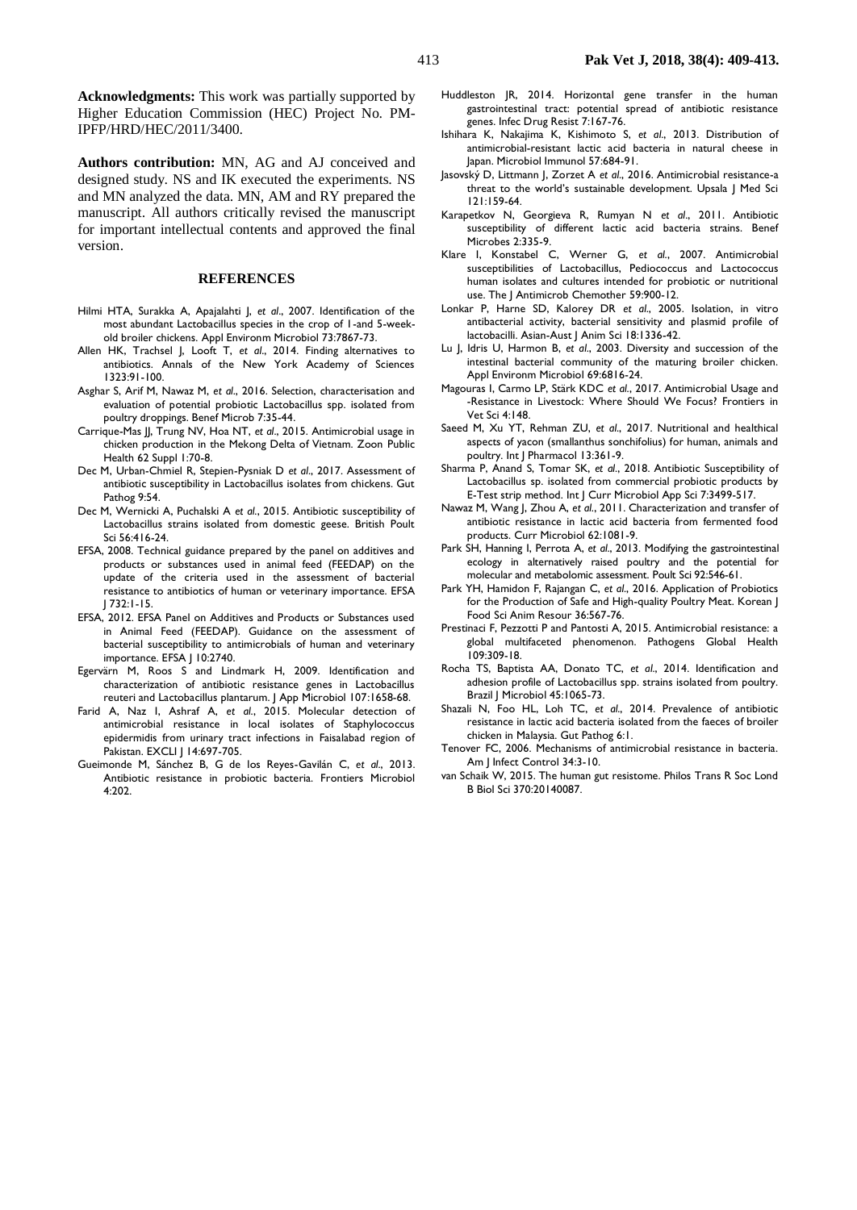**Acknowledgments:** This work was partially supported by Higher Education Commission (HEC) Project No. PM-IPFP/HRD/HEC/2011/3400.

**Authors contribution:** MN, AG and AJ conceived and designed study. NS and IK executed the experiments. NS and MN analyzed the data. MN, AM and RY prepared the manuscript. All authors critically revised the manuscript for important intellectual contents and approved the final version.

## REFERENCES

Hilmi HTA, Surakka A, Apajalahti J, *et al*., 2007. Identification of the most abundant Lactobacillus species in the crop of 1-and 5-week-old broiler chickens. Appl Environm Microbiol 73:7867-73.

Allen HK, Trachsel J, Looft T, *et al*., 2014. Finding alternatives to antibiotics. Annals of the New York Academy of Sciences 1323:91-100.

Asghar S, Arif M, Nawaz M, *et al*., 2016. Selection, characterisation and evaluation of potential probiotic Lactobacillus spp. isolated from poultry droppings. Benef Microb 7:35-44.

Carrique-Mas JJ, Trung NV, Hoa NT, *et al*., 2015. Antimicrobial usage in chicken production in the Mekong Delta of Vietnam. Zoon Public Health 62 Suppl 1:70-8.

Dec M, Urban-Chmiel R, Stepien-Pysniak D *et al*., 2017. Assessment of antibiotic susceptibility in Lactobacillus isolates from chickens. Gut Pathog 9:54.

Dec M, Wernicki A, Puchalski A *et al*., 2015. Antibiotic susceptibility of Lactobacillus strains isolated from domestic geese. British Poult Sci 56:416-24.

EFSA, 2008. Technical guidance prepared by the panel on additives and products or substances used in animal feed (FEEDAP) on the update of the criteria used in the assessment of bacterial resistance to antibiotics of human or veterinary importance. EFSA J 732:1-15.

EFSA, 2012. EFSA Panel on Additives and Products or Substances used in Animal Feed (FEEDAP). Guidance on the assessment of bacterial susceptibility to antimicrobials of human and veterinary importance. EFSA J 10:2740.

Egervärn M, Roos S and Lindmark H, 2009. Identification and characterization of antibiotic resistance genes in Lactobacillus reuteri and Lactobacillus plantarum. J App Microbiol 107:1658-68.

Farid A, Naz I, Ashraf A, *et al*., 2015. Molecular detection of antimicrobial resistance in local isolates of Staphylococcus epidermidis from urinary tract infections in Faisalabad region of Pakistan. EXCLI J 14:697-705.

Gueimonde M, Sánchez B, G de los Reyes-Gavilán C, *et al*., 2013. Antibiotic resistance in probiotic bacteria. Frontiers Microbiol 4:202.

Huddleston JR, 2014. Horizontal gene transfer in the human gastrointestinal tract: potential spread of antibiotic resistance genes. Infec Drug Resist 7:167-76.

Ishihara K, Nakajima K, Kishimoto S, *et al*., 2013. Distribution of antimicrobial-resistant lactic acid bacteria in natural cheese in Japan. Microbiol Immunol 57:684-91.

Jasovský D, Littmann J, Zorzet A *et al*., 2016. Antimicrobial resistance-a threat to the world's sustainable development. Upsala J Med Sci 121:159-64.

Karapetkov N, Georgieva R, Rumyan N *et al*., 2011. Antibiotic susceptibility of different lactic acid bacteria strains. Benef Microbes 2:335-9.

Klare I, Konstabel C, Werner G, *et al*., 2007. Antimicrobial susceptibilities of Lactobacillus, Pediococcus and Lactococcus human isolates and cultures intended for probiotic or nutritional use. The J Antimicrob Chemother 59:900-12.

Lonkar P, Harne SD, Kalorey DR *et al*., 2005. Isolation, in vitro antibacterial activity, bacterial sensitivity and plasmid profile of lactobacilli. Asian-Aust J Anim Sci 18:1336-42.

Lu J, Idris U, Harmon B, *et al*., 2003. Diversity and succession of the intestinal bacterial community of the maturing broiler chicken. Appl Environm Microbiol 69:6816-24.

Magouras I, Carmo LP, Stärk KDC *et al*., 2017. Antimicrobial Usage and -Resistance in Livestock: Where Should We Focus? Frontiers in Vet Sci 4:148.

Saeed M, Xu YT, Rehman ZU, *et al*., 2017. Nutritional and healthical aspects of yacon (smallanthus sonchifolius) for human, animals and poultry. Int J Pharmacol 13:361-9.

Sharma P, Anand S, Tomar SK, *et al*., 2018. Antibiotic Susceptibility of Lactobacillus sp. isolated from commercial probiotic products by E-Test strip method. Int J Curr Microbiol App Sci 7:3499-517.

Nawaz M, Wang J, Zhou A, *et al*., 2011. Characterization and transfer of antibiotic resistance in lactic acid bacteria from fermented food products. Curr Microbiol 62:1081-9.

Park SH, Hanning I, Perrota A, *et al*., 2013. Modifying the gastrointestinal ecology in alternatively raised poultry and the potential for molecular and metabolomic assessment. Poult Sci 92:546-61.

Park YH, Hamidon F, Rajangan C, *et al*., 2016. Application of Probiotics for the Production of Safe and High-quality Poultry Meat. Korean J Food Sci Anim Resour 36:567-76.

Prestinaci F, Pezzotti P and Pantosti A, 2015. Antimicrobial resistance: a global multifaceted phenomenon. Pathogens Global Health 109:309-18.

Rocha TS, Baptista AA, Donato TC, *et al*., 2014. Identification and adhesion profile of Lactobacillus spp. strains isolated from poultry. Brazil J Microbiol 45:1065-73.

Shazali N, Foo HL, Loh TC, *et al*., 2014. Prevalence of antibiotic resistance in lactic acid bacteria isolated from the faeces of broiler chicken in Malaysia. Gut Pathog 6:1.

Tenover FC, 2006. Mechanisms of antimicrobial resistance in bacteria. Am J Infect Control 34:3-10.

van Schaik W, 2015. The human gut resistome. Philos Trans R Soc Lond B Biol Sci 370:20140087.